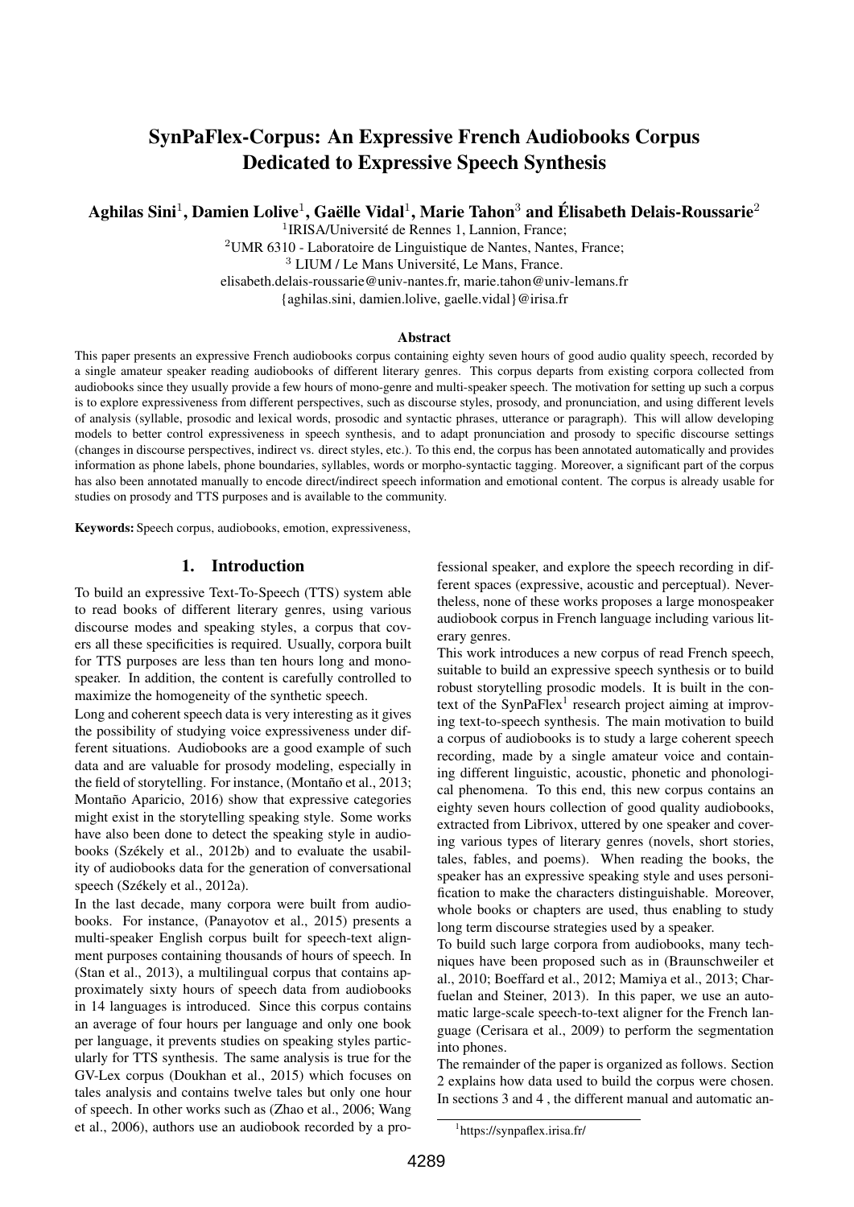# SynPaFlex-Corpus: An Expressive French Audiobooks Corpus Dedicated to Expressive Speech Synthesis

**Aghilas Sini[1], Damien Lolive[1], Gaëlle Vidal[1], Marie Tahon[3] and Élisabeth Delais-Roussarie[2]**

[1]IRISA/Université de Rennes 1, Lannion, France;
[2]UMR 6310 - Laboratoire de Linguistique de Nantes, Nantes, France;
[3] LIUM / Le Mans Université, Le Mans, France.
elisabeth.delais-roussarie@univ-nantes.fr, marie.tahon@univ-lemans.fr
{aghilas.sini, damien.lolive, gaelle.vidal}@irisa.fr

### Abstract

This paper presents an expressive French audiobooks corpus containing eighty seven hours of good audio quality speech, recorded by a single amateur speaker reading audiobooks of different literary genres. This corpus departs from existing corpora collected from audiobooks since they usually provide a few hours of mono-genre and multi-speaker speech. The motivation for setting up such a corpus is to explore expressiveness from different perspectives, such as discourse styles, prosody, and pronunciation, and using different levels of analysis (syllable, prosodic and lexical words, prosodic and syntactic phrases, utterance or paragraph). This will allow developing models to better control expressiveness in speech synthesis, and to adapt pronunciation and prosody to specific discourse settings (changes in discourse perspectives, indirect vs. direct styles, etc.). To this end, the corpus has been annotated automatically and provides information as phone labels, phone boundaries, syllables, words or morpho-syntactic tagging. Moreover, a significant part of the corpus has also been annotated manually to encode direct/indirect speech information and emotional content. The corpus is already usable for studies on prosody and TTS purposes and is available to the community.

**Keywords:** Speech corpus, audiobooks, emotion, expressiveness,

## 1. Introduction

To build an expressive Text-To-Speech (TTS) system able to read books of different literary genres, using various discourse modes and speaking styles, a corpus that covers all these specificities is required. Usually, corpora built for TTS purposes are less than ten hours long and monospeaker. In addition, the content is carefully controlled to maximize the homogeneity of the synthetic speech.

Long and coherent speech data is very interesting as it gives the possibility of studying voice expressiveness under different situations. Audiobooks are a good example of such data and are valuable for prosody modeling, especially in the field of storytelling. For instance, (Montaño et al., 2013; Montaño Aparicio, 2016) show that expressive categories might exist in the storytelling speaking style. Some works have also been done to detect the speaking style in audiobooks (Székely et al., 2012b) and to evaluate the usability of audiobooks data for the generation of conversational speech (Székely et al., 2012a).

In the last decade, many corpora were built from audiobooks. For instance, (Panayotov et al., 2015) presents a multi-speaker English corpus built for speech-text alignment purposes containing thousands of hours of speech. In (Stan et al., 2013), a multilingual corpus that contains approximately sixty hours of speech data from audiobooks in 14 languages is introduced. Since this corpus contains an average of four hours per language and only one book per language, it prevents studies on speaking styles particularly for TTS synthesis. The same analysis is true for the GV-Lex corpus (Doukhan et al., 2015) which focuses on tales analysis and contains twelve tales but only one hour of speech. In other works such as (Zhao et al., 2006; Wang et al., 2006), authors use an audiobook recorded by a professional speaker, and explore the speech recording in different spaces (expressive, acoustic and perceptual). Nevertheless, none of these works proposes a large monospeaker audiobook corpus in French language including various literary genres.

This work introduces a new corpus of read French speech, suitable to build an expressive speech synthesis or to build robust storytelling prosodic models. It is built in the context of the SynPaFlex[1] research project aiming at improving text-to-speech synthesis. The main motivation to build a corpus of audiobooks is to study a large coherent speech recording, made by a single amateur voice and containing different linguistic, acoustic, phonetic and phonological phenomena. To this end, this new corpus contains an eighty seven hours collection of good quality audiobooks, extracted from Librivox, uttered by one speaker and covering various types of literary genres (novels, short stories, tales, fables, and poems). When reading the books, the speaker has an expressive speaking style and uses personification to make the characters distinguishable. Moreover, whole books or chapters are used, thus enabling to study long term discourse strategies used by a speaker.

To build such large corpora from audiobooks, many techniques have been proposed such as in (Braunschweiler et al., 2010; Boeffard et al., 2012; Mamiya et al., 2013; Charfuelan and Steiner, 2013). In this paper, we use an automatic large-scale speech-to-text aligner for the French language (Cerisara et al., 2009) to perform the segmentation into phones.

The remainder of the paper is organized as follows. Section 2 explains how data used to build the corpus were chosen. In sections 3 and 4 , the different manual and automatic an-

[1]https://synpaflex.irisa.fr/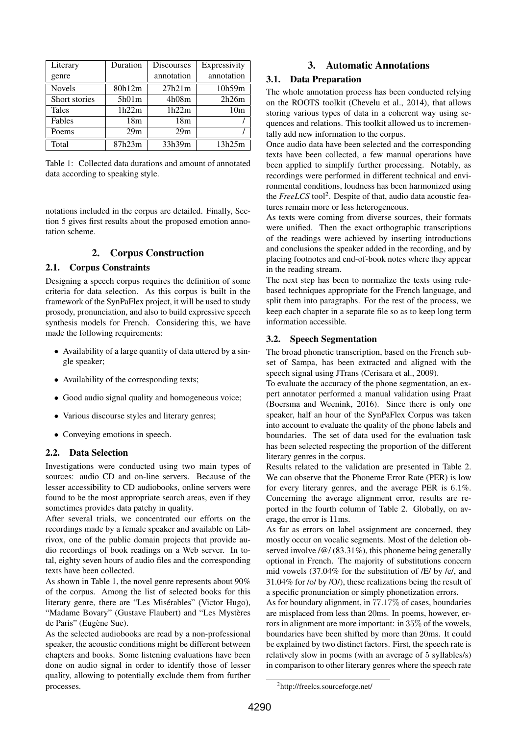| Literary genre | Duration | Discourses annotation | Expressivity annotation |
|---|---|---|---|
| Novels | 80h12m | 27h21m | 10h59m |
| Short stories | 5h01m | 4h08m | 2h26m |
| Tales | 1h22m | 1h22m | 10m |
| Fables | 18m | 18m | / |
| Poems | 29m | 29m | / |
| Total | 87h23m | 33h39m | 13h25m |

Table 1: Collected data durations and amount of annotated data according to speaking style.

notations included in the corpus are detailed. Finally, Section 5 gives first results about the proposed emotion annotation scheme.

## 2. Corpus Construction

### 2.1. Corpus Constraints

Designing a speech corpus requires the definition of some criteria for data selection. As this corpus is built in the framework of the SynPaFlex project, it will be used to study prosody, pronunciation, and also to build expressive speech synthesis models for French. Considering this, we have made the following requirements:

- Availability of a large quantity of data uttered by a single speaker;
- Availability of the corresponding texts;
- Good audio signal quality and homogeneous voice;
- Various discourse styles and literary genres;
- Conveying emotions in speech.

### 2.2. Data Selection

Investigations were conducted using two main types of sources: audio CD and on-line servers. Because of the lesser accessibility to CD audiobooks, online servers were found to be the most appropriate search areas, even if they sometimes provides data patchy in quality.

After several trials, we concentrated our efforts on the recordings made by a female speaker and available on Librivox, one of the public domain projects that provide audio recordings of book readings on a Web server. In total, eighty seven hours of audio files and the corresponding texts have been collected.

As shown in Table 1, the novel genre represents about 90% of the corpus. Among the list of selected books for this literary genre, there are “Les Misérables” (Victor Hugo), “Madame Bovary” (Gustave Flaubert) and “Les Mystères de Paris” (Eugène Sue).

As the selected audiobooks are read by a non-professional speaker, the acoustic conditions might be different between chapters and books. Some listening evaluations have been done on audio signal in order to identify those of lesser quality, allowing to potentially exclude them from further processes.

## 3. Automatic Annotations

### 3.1. Data Preparation

The whole annotation process has been conducted relying on the ROOTS toolkit (Chevelu et al., 2014), that allows storing various types of data in a coherent way using sequences and relations. This toolkit allowed us to incrementally add new information to the corpus.

Once audio data have been selected and the corresponding texts have been collected, a few manual operations have been applied to simplify further processing. Notably, as recordings were performed in different technical and environmental conditions, loudness has been harmonized using the *FreeLCS* tool[2]. Despite of that, audio data acoustic features remain more or less heterogeneous.

As texts were coming from diverse sources, their formats were unified. Then the exact orthographic transcriptions of the readings were achieved by inserting introductions and conclusions the speaker added in the recording, and by placing footnotes and end-of-book notes where they appear in the reading stream.

The next step has been to normalize the texts using rule-based techniques appropriate for the French language, and split them into paragraphs. For the rest of the process, we keep each chapter in a separate file so as to keep long term information accessible.

### 3.2. Speech Segmentation

The broad phonetic transcription, based on the French subset of Sampa, has been extracted and aligned with the speech signal using JTrans (Cerisara et al., 2009).

To evaluate the accuracy of the phone segmentation, an expert annotator performed a manual validation using Praat (Boersma and Weenink, 2016). Since there is only one speaker, half an hour of the SynPaFlex Corpus was taken into account to evaluate the quality of the phone labels and boundaries. The set of data used for the evaluation task has been selected respecting the proportion of the different literary genres in the corpus.

Results related to the validation are presented in Table 2. We can observe that the Phoneme Error Rate (PER) is low for every literary genres, and the average PER is 6.1%. Concerning the average alignment error, results are reported in the fourth column of Table 2. Globally, on average, the error is 11ms.

As far as errors on label assignment are concerned, they mostly occur on vocalic segments. Most of the deletion observed involve /@/ (83.31%), this phoneme being generally optional in French. The majority of substitutions concern mid vowels (37.04% for the substitution of /E/ by /e/, and 31.04% for /o/ by /O/), these realizations being the result of a specific pronunciation or simply phonetization errors.

As for boundary alignment, in 77.17% of cases, boundaries are misplaced from less than 20ms. In poems, however, errors in alignment are more important: in 35% of the vowels, boundaries have been shifted by more than 20ms. It could be explained by two distinct factors. First, the speech rate is relatively slow in poems (with an average of 5 syllables/s) in comparison to other literary genres where the speech rate

[2] http://freelcs.sourceforge.net/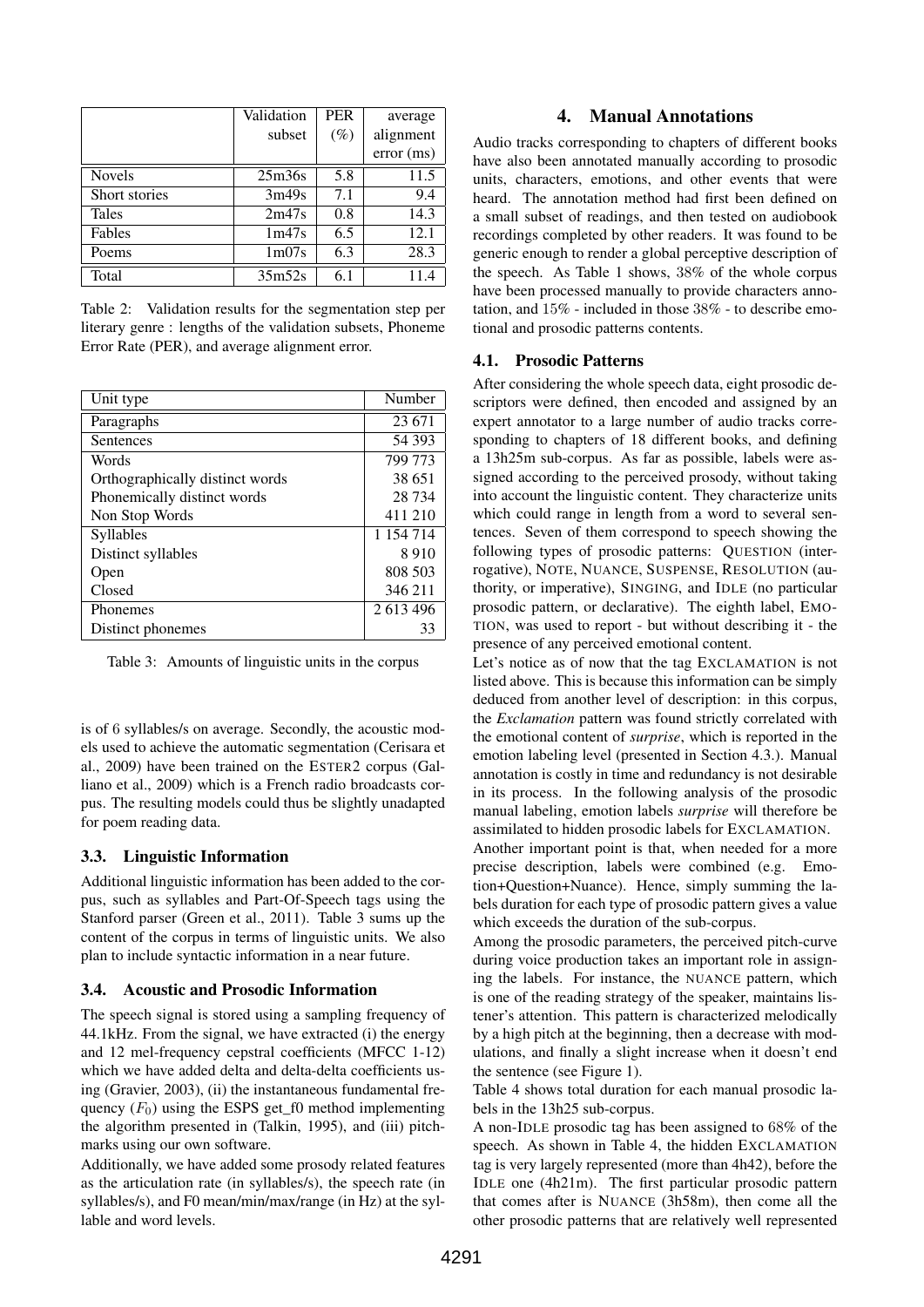| | Validation subset | PER (%) | average alignment error (ms) |
|---|---|---|---|
| Novels | 25m36s | 5.8 | 11.5 |
| Short stories | 3m49s | 7.1 | 9.4 |
| Tales | 2m47s | 0.8 | 14.3 |
| Fables | 1m47s | 6.5 | 12.1 |
| Poems | 1m07s | 6.3 | 28.3 |
| Total | 35m52s | 6.1 | 11.4 |

Table 2: Validation results for the segmentation step per literary genre : lengths of the validation subsets, Phoneme Error Rate (PER), and average alignment error.

| Unit type | Number |
|---|---|
| Paragraphs | 23 671 |
| Sentences | 54 393 |
| Words | 799 773 |
| Orthographically distinct words | 38 651 |
| Phonemically distinct words | 28 734 |
| Non Stop Words | 411 210 |
| Syllables | 1 154 714 |
| Distinct syllables | 8 910 |
| Open | 808 503 |
| Closed | 346 211 |
| Phonemes | 2 613 496 |
| Distinct phonemes | 33 |

Table 3: Amounts of linguistic units in the corpus

is of 6 syllables/s on average. Secondly, the acoustic models used to achieve the automatic segmentation (Cerisara et al., 2009) have been trained on the ESTER2 corpus (Galliano et al., 2009) which is a French radio broadcasts corpus. The resulting models could thus be slightly unadapted for poem reading data.

### 3.3. Linguistic Information

Additional linguistic information has been added to the corpus, such as syllables and Part-Of-Speech tags using the Stanford parser (Green et al., 2011). Table 3 sums up the content of the corpus in terms of linguistic units. We also plan to include syntactic information in a near future.

### 3.4. Acoustic and Prosodic Information

The speech signal is stored using a sampling frequency of 44.1kHz. From the signal, we have extracted (i) the energy and 12 mel-frequency cepstral coefficients (MFCC 1-12) which we have added delta and delta-delta coefficients using (Gravier, 2003), (ii) the instantaneous fundamental frequency ($F_0$) using the ESPS get_f0 method implementing the algorithm presented in (Talkin, 1995), and (iii) pitch-marks using our own software.

Additionally, we have added some prosody related features as the articulation rate (in syllables/s), the speech rate (in syllables/s), and F0 mean/min/max/range (in Hz) at the syllable and word levels.

## 4. Manual Annotations

Audio tracks corresponding to chapters of different books have also been annotated manually according to prosodic units, characters, emotions, and other events that were heard. The annotation method had first been defined on a small subset of readings, and then tested on audiobook recordings completed by other readers. It was found to be generic enough to render a global perceptive description of the speech. As Table 1 shows, 38% of the whole corpus have been processed manually to provide characters annotation, and 15% - included in those 38% - to describe emotional and prosodic patterns contents.

### 4.1. Prosodic Patterns

After considering the whole speech data, eight prosodic descriptors were defined, then encoded and assigned by an expert annotator to a large number of audio tracks corresponding to chapters of 18 different books, and defining a 13h25m sub-corpus. As far as possible, labels were assigned according to the perceived prosody, without taking into account the linguistic content. They characterize units which could range in length from a word to several sentences. Seven of them correspond to speech showing the following types of prosodic patterns: QUESTION (interrogative), NOTE, NUANCE, SUSPENSE, RESOLUTION (authority, or imperative), SINGING, and IDLE (no particular prosodic pattern, or declarative). The eighth label, EMOTION, was used to report - but without describing it - the presence of any perceived emotional content.

Let's notice as of now that the tag EXCLAMATION is not listed above. This is because this information can be simply deduced from another level of description: in this corpus, the *Exclamation* pattern was found strictly correlated with the emotional content of *surprise*, which is reported in the emotion labeling level (presented in Section 4.3.). Manual annotation is costly in time and redundancy is not desirable in its process. In the following analysis of the prosodic manual labeling, emotion labels *surprise* will therefore be assimilated to hidden prosodic labels for EXCLAMATION.

Another important point is that, when needed for a more precise description, labels were combined (e.g. Emotion+Question+Nuance). Hence, simply summing the labels duration for each type of prosodic pattern gives a value which exceeds the duration of the sub-corpus.

Among the prosodic parameters, the perceived pitch-curve during voice production takes an important role in assigning the labels. For instance, the NUANCE pattern, which is one of the reading strategy of the speaker, maintains listener's attention. This pattern is characterized melodically by a high pitch at the beginning, then a decrease with modulations, and finally a slight increase when it doesn't end the sentence (see Figure 1).

Table 4 shows total duration for each manual prosodic labels in the 13h25 sub-corpus.

A non-IDLE prosodic tag has been assigned to 68% of the speech. As shown in Table 4, the hidden EXCLAMATION tag is very largely represented (more than 4h42), before the IDLE one (4h21m). The first particular prosodic pattern that comes after is NUANCE (3h58m), then come all the other prosodic patterns that are relatively well represented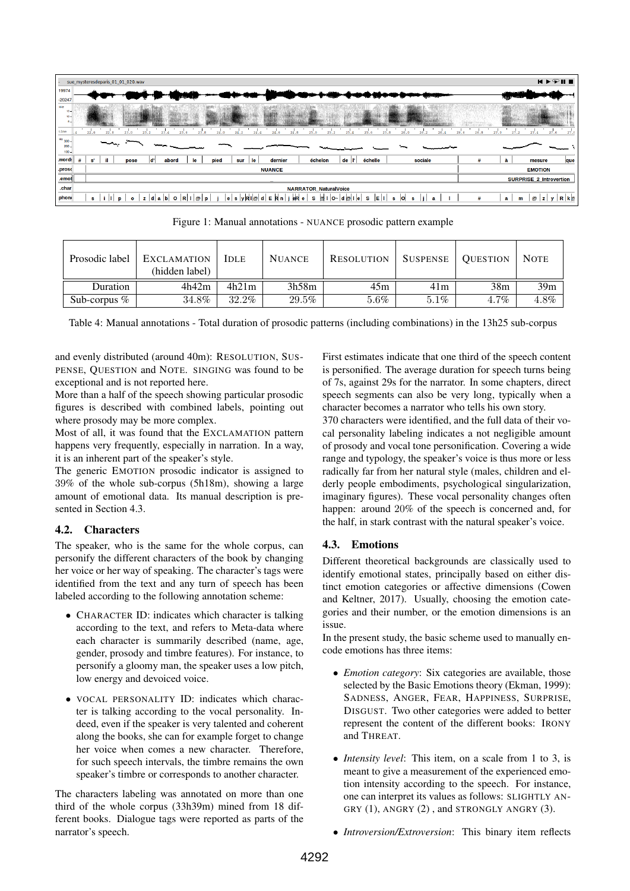Figure 1: Manual annotations - NUANCE prosodic pattern example

| Prosodic label | EXCLAMATION (hidden label) | IDLE | NUANCE | RESOLUTION | SUSPENSE | QUESTION | NOTE |
|---|---|---|---|---|---|---|---|
| Duration | 4h42m | 4h21m | 3h58m | 45m | 41m | 38m | 39m |
| Sub-corpus % | 34.8% | 32.2% | 29.5% | 5.6% | 5.1% | 4.7% | 4.8% |

Table 4: Manual annotations - Total duration of prosodic patterns (including combinations) in the 13h25 sub-corpus

and evenly distributed (around 40m): RESOLUTION, SUSPENSE, QUESTION and NOTE. SINGING was found to be exceptional and is not reported here.
More than a half of the speech showing particular prosodic figures is described with combined labels, pointing out where prosody may be more complex.
Most of all, it was found that the EXCLAMATION pattern happens very frequently, especially in narration. In a way, it is an inherent part of the speaker's style.
The generic EMOTION prosodic indicator is assigned to 39% of the whole sub-corpus (5h18m), showing a large amount of emotional data. Its manual description is presented in Section 4.3.

### 4.2. Characters

The speaker, who is the same for the whole corpus, can personify the different characters of the book by changing her voice or her way of speaking. The character's tags were identified from the text and any turn of speech has been labeled according to the following annotation scheme:

- CHARACTER ID: indicates which character is talking according to the text, and refers to Meta-data where each character is summarily described (name, age, gender, prosody and timbre features). For instance, to personify a gloomy man, the speaker uses a low pitch, low energy and devoiced voice.
- VOCAL PERSONALITY ID: indicates which character is talking according to the vocal personality. Indeed, even if the speaker is very talented and coherent along the books, she can for example forget to change her voice when comes a new character. Therefore, for such speech intervals, the timbre remains the own speaker's timbre or corresponds to another character.

The characters labeling was annotated on more than one third of the whole corpus (33h39m) mined from 18 different books. Dialogue tags were reported as parts of the narrator's speech.

First estimates indicate that one third of the speech content is personified. The average duration for speech turns being of 7s, against 29s for the narrator. In some chapters, direct speech segments can also be very long, typically when a character becomes a narrator who tells his own story.
370 characters were identified, and the full data of their vocal personality labeling indicates a not negligible amount of prosody and vocal tone personification. Covering a wide range and typology, the speaker's voice is thus more or less radically far from her natural style (males, children and elderly people embodiments, psychological singularization, imaginary figures). These vocal personality changes often happen: around 20% of the speech is concerned and, for the half, in stark contrast with the natural speaker's voice.

### 4.3. Emotions

Different theoretical backgrounds are classically used to identify emotional states, principally based on either distinct emotion categories or affective dimensions (Cowen and Keltner, 2017). Usually, choosing the emotion categories and their number, or the emotion dimensions is an issue.
In the present study, the basic scheme used to manually encode emotions has three items:

- *Emotion category*: Six categories are available, those selected by the Basic Emotions theory (Ekman, 1999): SADNESS, ANGER, FEAR, HAPPINESS, SURPRISE, DISGUST. Two other categories were added to better represent the content of the different books: IRONY and THREAT.
- *Intensity level*: This item, on a scale from 1 to 3, is meant to give a measurement of the experienced emotion intensity according to the speech. For instance, one can interpret its values as follows: SLIGHTLY ANGRY (1), ANGRY (2) , and STRONGLY ANGRY (3).
- *Introversion/Extroversion*: This binary item reflects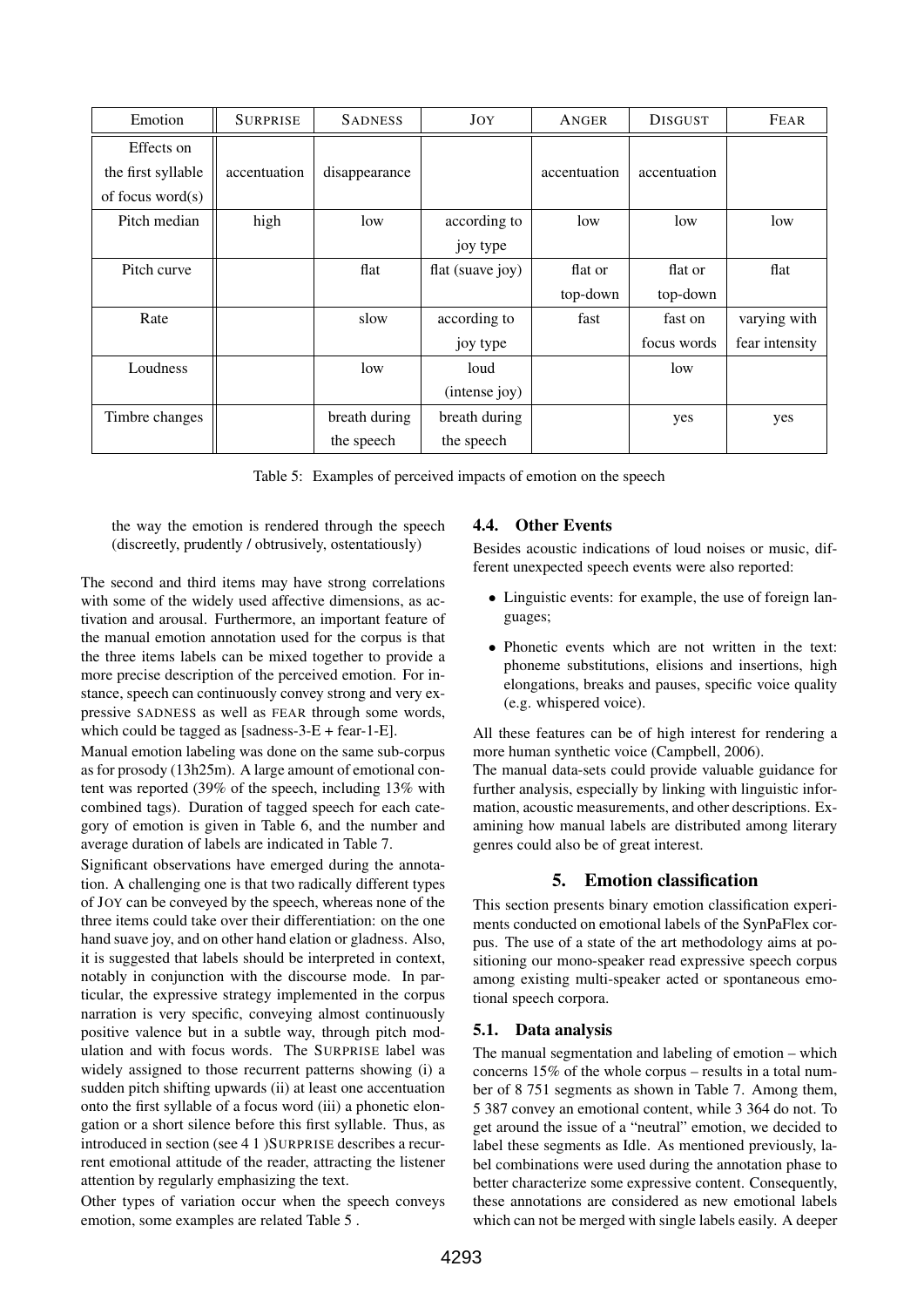| Emotion | SURPRISE | SADNESS | JOY | ANGER | DISGUST | FEAR |
|---|---|---|---|---|---|---|
| Effects on the first syllable of focus word(s) | accentuation | disappearance | | accentuation | accentuation | |
| Pitch median | high | low | according to joy type | low | low | low |
| Pitch curve | | flat | flat (suave joy) | flat or top-down | flat or top-down | flat |
| Rate | | slow | according to joy type | fast | fast on focus words | varying with fear intensity |
| Loudness | | low | loud (intense joy) | | low | |
| Timbre changes | | breath during the speech | breath during the speech | | yes | yes |

Table 5: Examples of perceived impacts of emotion on the speech

the way the emotion is rendered through the speech (discreetly, prudently / obtrusively, ostentatiously)

The second and third items may have strong correlations with some of the widely used affective dimensions, as activation and arousal. Furthermore, an important feature of the manual emotion annotation used for the corpus is that the three items labels can be mixed together to provide a more precise description of the perceived emotion. For instance, speech can continuously convey strong and very expressive SADNESS as well as FEAR through some words, which could be tagged as [sadness-3-E + fear-1-E].

Manual emotion labeling was done on the same sub-corpus as for prosody (13h25m). A large amount of emotional content was reported (39% of the speech, including 13% with combined tags). Duration of tagged speech for each category of emotion is given in Table 6, and the number and average duration of labels are indicated in Table 7.

Significant observations have emerged during the annotation. A challenging one is that two radically different types of JOY can be conveyed by the speech, whereas none of the three items could take over their differentiation: on the one hand suave joy, and on other hand elation or gladness. Also, it is suggested that labels should be interpreted in context, notably in conjunction with the discourse mode. In particular, the expressive strategy implemented in the corpus narration is very specific, conveying almost continuously positive valence but in a subtle way, through pitch modulation and with focus words. The SURPRISE label was widely assigned to those recurrent patterns showing (i) a sudden pitch shifting upwards (ii) at least one accentuation onto the first syllable of a focus word (iii) a phonetic elongation or a short silence before this first syllable. Thus, as introduced in section (see 4 1 )SURPRISE describes a recurrent emotional attitude of the reader, attracting the listener attention by regularly emphasizing the text.

Other types of variation occur when the speech conveys emotion, some examples are related Table 5 .

### 4.4. Other Events

Besides acoustic indications of loud noises or music, different unexpected speech events were also reported:

- Linguistic events: for example, the use of foreign languages;
- Phonetic events which are not written in the text: phoneme substitutions, elisions and insertions, high elongations, breaks and pauses, specific voice quality (e.g. whispered voice).

All these features can be of high interest for rendering a more human synthetic voice (Campbell, 2006).

The manual data-sets could provide valuable guidance for further analysis, especially by linking with linguistic information, acoustic measurements, and other descriptions. Examining how manual labels are distributed among literary genres could also be of great interest.

## 5. Emotion classification

This section presents binary emotion classification experiments conducted on emotional labels of the SynPaFlex corpus. The use of a state of the art methodology aims at positioning our mono-speaker read expressive speech corpus among existing multi-speaker acted or spontaneous emotional speech corpora.

### 5.1. Data analysis

The manual segmentation and labeling of emotion – which concerns 15% of the whole corpus – results in a total number of 8 751 segments as shown in Table 7. Among them, 5 387 convey an emotional content, while 3 364 do not. To get around the issue of a "neutral" emotion, we decided to label these segments as Idle. As mentioned previously, label combinations were used during the annotation phase to better characterize some expressive content. Consequently, these annotations are considered as new emotional labels which can not be merged with single labels easily. A deeper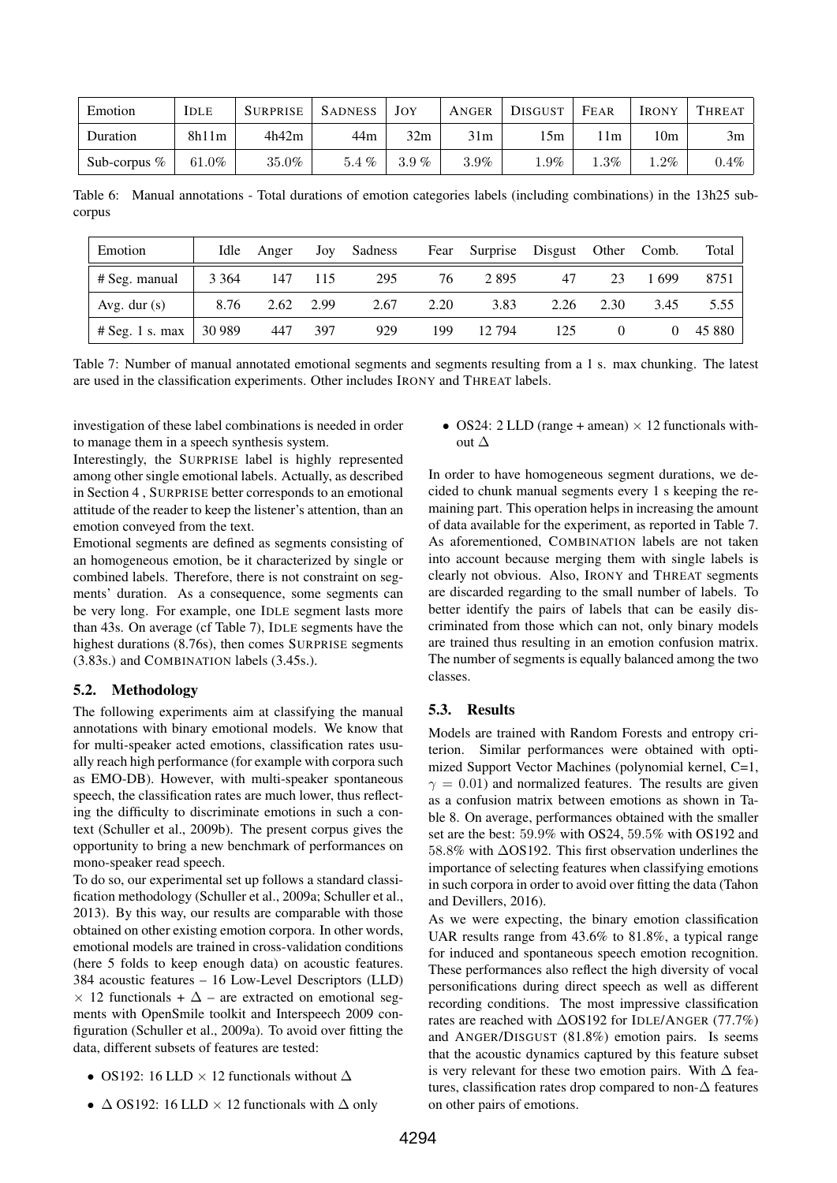| Emotion | IDLE | SURPRISE | SADNESS | JOY | ANGER | DISGUST | FEAR | IRONY | THREAT |
|---|---|---|---|---|---|---|---|---|---|
| Duration | 8h11m | 4h42m | 44m | 32m | 31m | 15m | 11m | 10m | 3m |
| Sub-corpus % | 61.0% | 35.0% | 5.4 % | 3.9 % | 3.9% | 1.9% | 1.3% | 1.2% | 0.4% |

Table 6: Manual annotations - Total durations of emotion categories labels (including combinations) in the 13h25 sub-corpus

| Emotion | Idle | Anger | Joy | Sadness | Fear | Surprise | Disgust | Other | Comb. | Total |
|---|---|---|---|---|---|---|---|---|---|---|
| # Seg. manual | 3 364 | 147 | 115 | 295 | 76 | 2 895 | 47 | 23 | 1 699 | 8751 |
| Avg. dur (s) | 8.76 | 2.62 | 2.99 | 2.67 | 2.20 | 3.83 | 2.26 | 2.30 | 3.45 | 5.55 |
| # Seg. 1 s. max | 30 989 | 447 | 397 | 929 | 199 | 12 794 | 125 | 0 | 0 | 45 880 |

Table 7: Number of manual annotated emotional segments and segments resulting from a 1 s. max chunking. The latest are used in the classification experiments. Other includes IRONY and THREAT labels.

investigation of these label combinations is needed in order to manage them in a speech synthesis system.

Interestingly, the SURPRISE label is highly represented among other single emotional labels. Actually, as described in Section 4 , SURPRISE better corresponds to an emotional attitude of the reader to keep the listener's attention, than an emotion conveyed from the text.

Emotional segments are defined as segments consisting of an homogeneous emotion, be it characterized by single or combined labels. Therefore, there is not constraint on segments' duration. As a consequence, some segments can be very long. For example, one IDLE segment lasts more than 43s. On average (cf Table 7), IDLE segments have the highest durations (8.76s), then comes SURPRISE segments (3.83s.) and COMBINATION labels (3.45s.).

### 5.2. Methodology

The following experiments aim at classifying the manual annotations with binary emotional models. We know that for multi-speaker acted emotions, classification rates usually reach high performance (for example with corpora such as EMO-DB). However, with multi-speaker spontaneous speech, the classification rates are much lower, thus reflecting the difficulty to discriminate emotions in such a context (Schuller et al., 2009b). The present corpus gives the opportunity to bring a new benchmark of performances on mono-speaker read speech.

To do so, our experimental set up follows a standard classification methodology (Schuller et al., 2009a; Schuller et al., 2013). By this way, our results are comparable with those obtained on other existing emotion corpora. In other words, emotional models are trained in cross-validation conditions (here 5 folds to keep enough data) on acoustic features. 384 acoustic features – 16 Low-Level Descriptors (LLD) $\times$ 12 functionals + $\Delta$ – are extracted on emotional segments with OpenSmile toolkit and Interspeech 2009 configuration (Schuller et al., 2009a). To avoid over fitting the data, different subsets of features are tested:

- OS192: 16 LLD $\times$ 12 functionals without $\Delta$
- $\Delta$ OS192: 16 LLD $\times$ 12 functionals with $\Delta$ only
- OS24: 2 LLD (range + amean) $\times$ 12 functionals without $\Delta$

In order to have homogeneous segment durations, we decided to chunk manual segments every 1 s keeping the remaining part. This operation helps in increasing the amount of data available for the experiment, as reported in Table 7. As aforementioned, COMBINATION labels are not taken into account because merging them with single labels is clearly not obvious. Also, IRONY and THREAT segments are discarded regarding to the small number of labels. To better identify the pairs of labels that can be easily discriminated from those which can not, only binary models are trained thus resulting in an emotion confusion matrix. The number of segments is equally balanced among the two classes.

### 5.3. Results

Models are trained with Random Forests and entropy criterion. Similar performances were obtained with optimized Support Vector Machines (polynomial kernel, C=1, $\gamma = 0.01$) and normalized features. The results are given as a confusion matrix between emotions as shown in Table 8. On average, performances obtained with the smaller set are the best: 59.9% with OS24, 59.5% with OS192 and 58.8% with $\Delta$OS192. This first observation underlines the importance of selecting features when classifying emotions in such corpora in order to avoid over fitting the data (Tahon and Devillers, 2016).

As we were expecting, the binary emotion classification UAR results range from 43.6% to 81.8%, a typical range for induced and spontaneous speech emotion recognition. These performances also reflect the high diversity of vocal personifications during direct speech as well as different recording conditions. The most impressive classification rates are reached with $\Delta$OS192 for IDLE/ANGER (77.7%) and ANGER/DISGUST (81.8%) emotion pairs. Is seems that the acoustic dynamics captured by this feature subset is very relevant for these two emotion pairs. With $\Delta$ features, classification rates drop compared to non-$\Delta$ features on other pairs of emotions.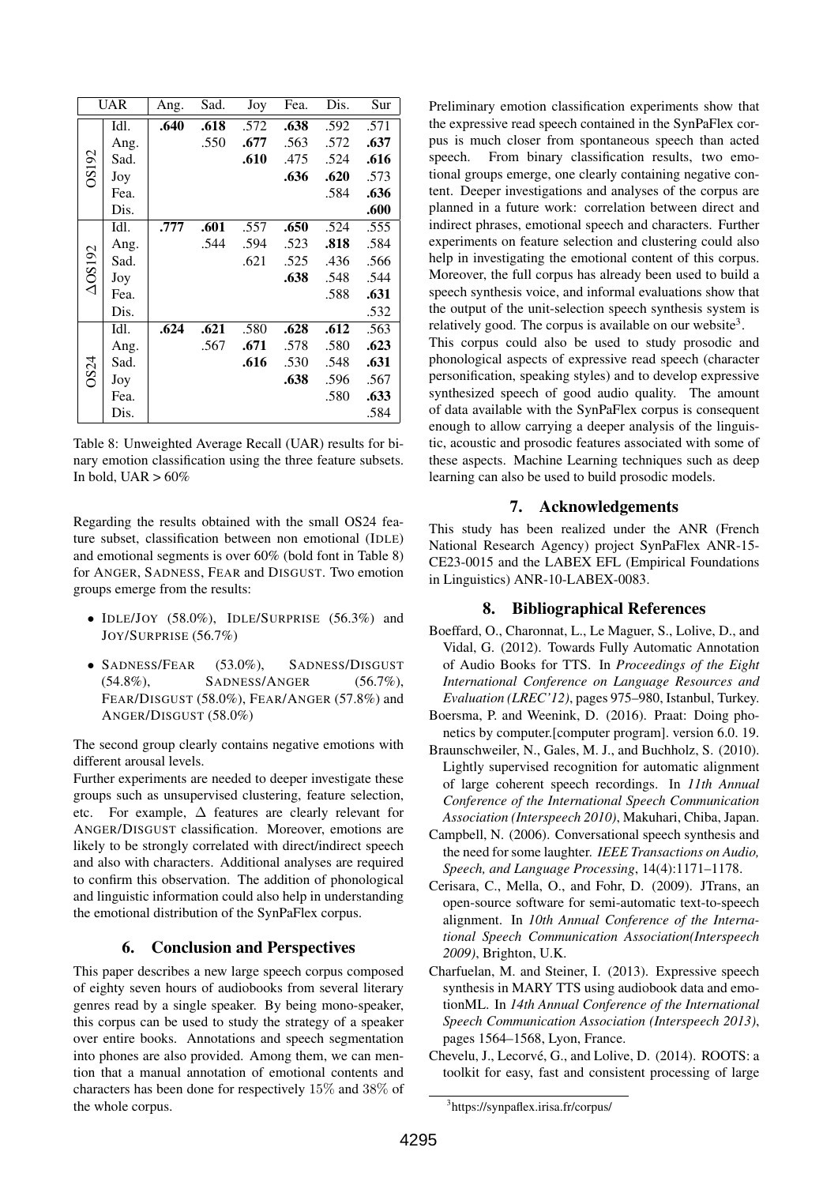| UAR | | Ang. | Sad. | Joy | Fea. | Dis. | Sur |
|---|---|---|---|---|---|---|---|
| OS192 | Idl. | **.640** | **.618** | .572 | **.638** | .592 | .571 |
| | Ang. | | .550 | **.677** | .563 | .572 | **.637** |
| | Sad. | | | **.610** | .475 | .524 | **.616** |
| | Joy | | | | **.636** | **.620** | .573 |
| | Fea. | | | | | .584 | **.636** |
| | Dis. | | | | | | **.600** |
| ΔOS192 | Idl. | **.777** | **.601** | .557 | **.650** | .524 | .555 |
| | Ang. | | .544 | .594 | .523 | **.818** | .584 |
| | Sad. | | | .621 | .525 | .436 | .566 |
| | Joy | | | | **.638** | .548 | .544 |
| | Fea. | | | | | .588 | **.631** |
| | Dis. | | | | | | .532 |
| OS24 | Idl. | **.624** | **.621** | .580 | **.628** | **.612** | .563 |
| | Ang. | | .567 | **.671** | .578 | .580 | **.623** |
| | Sad. | | | **.616** | .530 | .548 | **.631** |
| | Joy | | | | **.638** | .596 | .567 |
| | Fea. | | | | | .580 | **.633** |
| | Dis. | | | | | | .584 |

Table 8: Unweighted Average Recall (UAR) results for binary emotion classification using the three feature subsets. In bold, UAR > 60%

Regarding the results obtained with the small OS24 feature subset, classification between non emotional (IDLE) and emotional segments is over 60% (bold font in Table 8) for ANGER, SADNESS, FEAR and DISGUST. Two emotion groups emerge from the results:

- IDLE/JOY (58.0%), IDLE/SURPRISE (56.3%) and JOY/SURPRISE (56.7%)
- SADNESS/FEAR (53.0%), SADNESS/DISGUST (54.8%), SADNESS/ANGER (56.7%), FEAR/DISGUST (58.0%), FEAR/ANGER (57.8%) and ANGER/DISGUST (58.0%)

The second group clearly contains negative emotions with different arousal levels.

Further experiments are needed to deeper investigate these groups such as unsupervised clustering, feature selection, etc. For example, $\Delta$ features are clearly relevant for ANGER/DISGUST classification. Moreover, emotions are likely to be strongly correlated with direct/indirect speech and also with characters. Additional analyses are required to confirm this observation. The addition of phonological and linguistic information could also help in understanding the emotional distribution of the SynPaFlex corpus.

## 6. Conclusion and Perspectives

This paper describes a new large speech corpus composed of eighty seven hours of audiobooks from several literary genres read by a single speaker. By being mono-speaker, this corpus can be used to study the strategy of a speaker over entire books. Annotations and speech segmentation into phones are also provided. Among them, we can mention that a manual annotation of emotional contents and characters has been done for respectively 15% and 38% of the whole corpus.

Preliminary emotion classification experiments show that the expressive read speech contained in the SynPaFlex corpus is much closer from spontaneous speech than acted speech. From binary classification results, two emotional groups emerge, one clearly containing negative content. Deeper investigations and analyses of the corpus are planned in a future work: correlation between direct and indirect phrases, emotional speech and characters. Further experiments on feature selection and clustering could also help in investigating the emotional content of this corpus. Moreover, the full corpus has already been used to build a speech synthesis voice, and informal evaluations show that the output of the unit-selection speech synthesis system is relatively good. The corpus is available on our website[3].

This corpus could also be used to study prosodic and phonological aspects of expressive read speech (character personification, speaking styles) and to develop expressive synthesized speech of good audio quality. The amount of data available with the SynPaFlex corpus is consequent enough to allow carrying a deeper analysis of the linguistic, acoustic and prosodic features associated with some of these aspects. Machine Learning techniques such as deep learning can also be used to build prosodic models.

## 7. Acknowledgements

This study has been realized under the ANR (French National Research Agency) project SynPaFlex ANR-15-CE23-0015 and the LABEX EFL (Empirical Foundations in Linguistics) ANR-10-LABEX-0083.

## 8. Bibliographical References

Boeffard, O., Charonnat, L., Le Maguer, S., Lolive, D., and Vidal, G. (2012). Towards Fully Automatic Annotation of Audio Books for TTS. In *Proceedings of the Eight International Conference on Language Resources and Evaluation (LREC'12)*, pages 975–980, Istanbul, Turkey.

Boersma, P. and Weenink, D. (2016). Praat: Doing phonetics by computer.[computer program]. version 6.0. 19.

Braunschweiler, N., Gales, M. J., and Buchholz, S. (2010). Lightly supervised recognition for automatic alignment of large coherent speech recordings. In *11th Annual Conference of the International Speech Communication Association (Interspeech 2010)*, Makuhari, Chiba, Japan.

Campbell, N. (2006). Conversational speech synthesis and the need for some laughter. *IEEE Transactions on Audio, Speech, and Language Processing*, 14(4):1171–1178.

Cerisara, C., Mella, O., and Fohr, D. (2009). JTrans, an open-source software for semi-automatic text-to-speech alignment. In *10th Annual Conference of the International Speech Communication Association(Interspeech 2009)*, Brighton, U.K.

Charfuelan, M. and Steiner, I. (2013). Expressive speech synthesis in MARY TTS using audiobook data and emotionML. In *14th Annual Conference of the International Speech Communication Association (Interspeech 2013)*, pages 1564–1568, Lyon, France.

Chevelu, J., Lecorvé, G., and Lolive, D. (2014). ROOTS: a toolkit for easy, fast and consistent processing of large

[3] https://synpaflex.irisa.fr/corpus/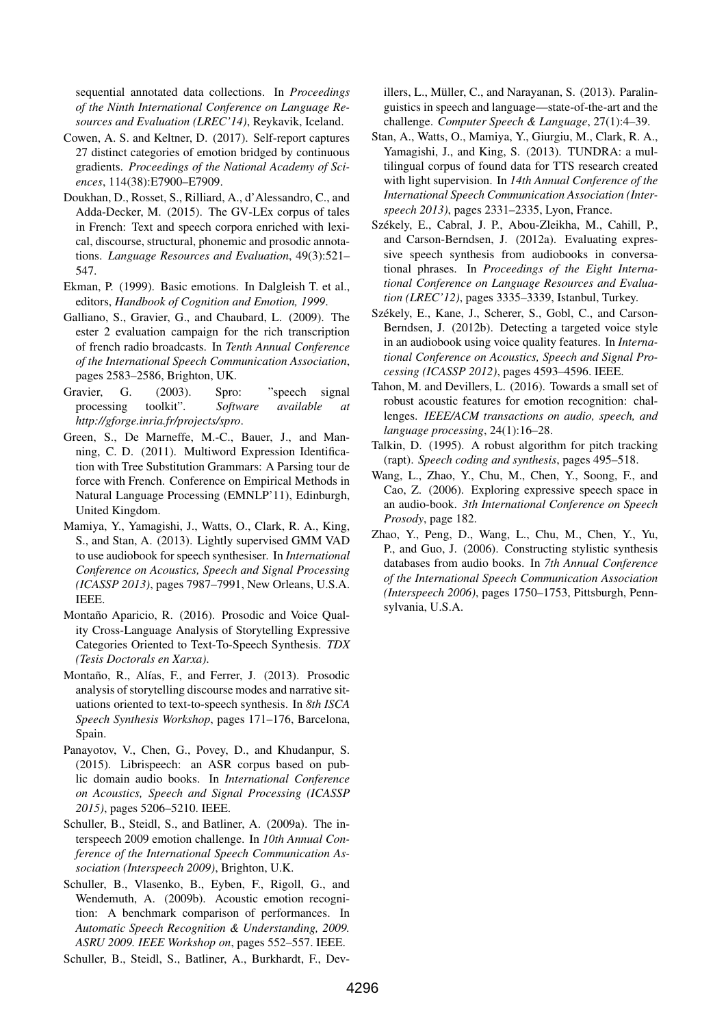sequential annotated data collections. In *Proceedings of the Ninth International Conference on Language Resources and Evaluation (LREC'14)*, Reykavik, Iceland.

Cowen, A. S. and Keltner, D. (2017). Self-report captures 27 distinct categories of emotion bridged by continuous gradients. *Proceedings of the National Academy of Sciences*, 114(38):E7900–E7909.

Doukhan, D., Rosset, S., Rilliard, A., d'Alessandro, C., and Adda-Decker, M. (2015). The GV-LEx corpus of tales in French: Text and speech corpora enriched with lexical, discourse, structural, phonemic and prosodic annotations. *Language Resources and Evaluation*, 49(3):521–547.

Ekman, P. (1999). Basic emotions. In Dalgleish T. et al., editors, *Handbook of Cognition and Emotion, 1999*.

Galliano, S., Gravier, G., and Chaubard, L. (2009). The ester 2 evaluation campaign for the rich transcription of french radio broadcasts. In *Tenth Annual Conference of the International Speech Communication Association*, pages 2583–2586, Brighton, UK.

Gravier, G. (2003). Spro: "speech signal processing toolkit". *Software available at http://gforge.inria.fr/projects/spro*.

Green, S., De Marneffe, M.-C., Bauer, J., and Manning, C. D. (2011). Multiword Expression Identification with Tree Substitution Grammars: A Parsing tour de force with French. Conference on Empirical Methods in Natural Language Processing (EMNLP'11), Edinburgh, United Kingdom.

Mamiya, Y., Yamagishi, J., Watts, O., Clark, R. A., King, S., and Stan, A. (2013). Lightly supervised GMM VAD to use audiobook for speech synthesiser. In *International Conference on Acoustics, Speech and Signal Processing (ICASSP 2013)*, pages 7987–7991, New Orleans, U.S.A. IEEE.

Montaño Aparicio, R. (2016). Prosodic and Voice Quality Cross-Language Analysis of Storytelling Expressive Categories Oriented to Text-To-Speech Synthesis. *TDX (Tesis Doctorals en Xarxa)*.

Montaño, R., Alías, F., and Ferrer, J. (2013). Prosodic analysis of storytelling discourse modes and narrative situations oriented to text-to-speech synthesis. In *8th ISCA Speech Synthesis Workshop*, pages 171–176, Barcelona, Spain.

Panayotov, V., Chen, G., Povey, D., and Khudanpur, S. (2015). Librispeech: an ASR corpus based on public domain audio books. In *International Conference on Acoustics, Speech and Signal Processing (ICASSP 2015)*, pages 5206–5210. IEEE.

Schuller, B., Steidl, S., and Batliner, A. (2009a). The interspeech 2009 emotion challenge. In *10th Annual Conference of the International Speech Communication Association (Interspeech 2009)*, Brighton, U.K.

Schuller, B., Vlasenko, B., Eyben, F., Rigoll, G., and Wendemuth, A. (2009b). Acoustic emotion recognition: A benchmark comparison of performances. In *Automatic Speech Recognition & Understanding, 2009. ASRU 2009. IEEE Workshop on*, pages 552–557. IEEE.

Schuller, B., Steidl, S., Batliner, A., Burkhardt, F., Devillers, L., Müller, C., and Narayanan, S. (2013). Paralinguistics in speech and language—state-of-the-art and the challenge. *Computer Speech & Language*, 27(1):4–39.

Stan, A., Watts, O., Mamiya, Y., Giurgiu, M., Clark, R. A., Yamagishi, J., and King, S. (2013). TUNDRA: a multilingual corpus of found data for TTS research created with light supervision. In *14th Annual Conference of the International Speech Communication Association (Interspeech 2013)*, pages 2331–2335, Lyon, France.

Székely, E., Cabral, J. P., Abou-Zleikha, M., Cahill, P., and Carson-Berndsen, J. (2012a). Evaluating expressive speech synthesis from audiobooks in conversational phrases. In *Proceedings of the Eight International Conference on Language Resources and Evaluation (LREC'12)*, pages 3335–3339, Istanbul, Turkey.

Székely, E., Kane, J., Scherer, S., Gobl, C., and Carson-Berndsen, J. (2012b). Detecting a targeted voice style in an audiobook using voice quality features. In *International Conference on Acoustics, Speech and Signal Processing (ICASSP 2012)*, pages 4593–4596. IEEE.

Tahon, M. and Devillers, L. (2016). Towards a small set of robust acoustic features for emotion recognition: challenges. *IEEE/ACM transactions on audio, speech, and language processing*, 24(1):16–28.

Talkin, D. (1995). A robust algorithm for pitch tracking (rapt). *Speech coding and synthesis*, pages 495–518.

Wang, L., Zhao, Y., Chu, M., Chen, Y., Soong, F., and Cao, Z. (2006). Exploring expressive speech space in an audio-book. *3th International Conference on Speech Prosody*, page 182.

Zhao, Y., Peng, D., Wang, L., Chu, M., Chen, Y., Yu, P., and Guo, J. (2006). Constructing stylistic synthesis databases from audio books. In *7th Annual Conference of the International Speech Communication Association (Interspeech 2006)*, pages 1750–1753, Pittsburgh, Pennsylvania, U.S.A.